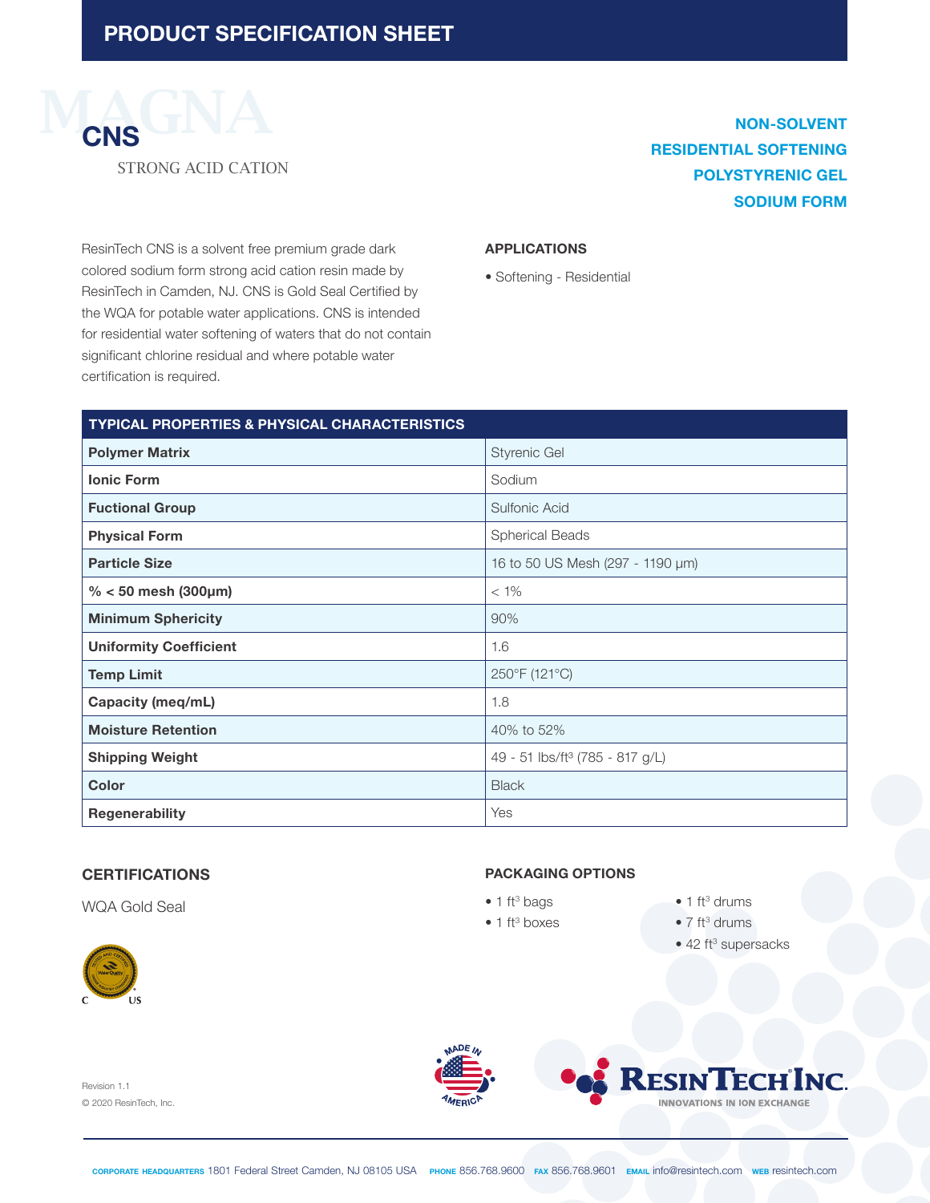# PRODUCT SPECIFICATION SHEET

## CNS

STRONG ACID CATION

**NON-SOLVENT**
**RESIDENTIAL SOFTENING**
**POLYSTYRENIC GEL**
**SODIUM FORM**

ResinTech CNS is a solvent free premium grade dark colored sodium form strong acid cation resin made by ResinTech in Camden, NJ. CNS is Gold Seal Certified by the WQA for potable water applications. CNS is intended for residential water softening of waters that do not contain significant chlorine residual and where potable water certification is required.

### APPLICATIONS

- Softening - Residential

| TYPICAL PROPERTIES & PHYSICAL CHARACTERISTICS | |
|---|---|
| **Polymer Matrix** | Styrenic Gel |
| **Ionic Form** | Sodium |
| **Fuctional Group** | Sulfonic Acid |
| **Physical Form** | Spherical Beads |
| **Particle Size** | 16 to 50 US Mesh (297 - 1190 µm) |
| **% < 50 mesh (300µm)** | < 1% |
| **Minimum Sphericity** | 90% |
| **Uniformity Coefficient** | 1.6 |
| **Temp Limit** | 250°F (121°C) |
| **Capacity (meq/mL)** | 1.8 |
| **Moisture Retention** | 40% to 52% |
| **Shipping Weight** | 49 - 51 lbs/ft³ (785 - 817 g/L) |
| **Color** | Black |
| **Regenerability** | Yes |

### CERTIFICATIONS

WQA Gold Seal

### PACKAGING OPTIONS

- 1 ft³ bags
- 1 ft³ boxes
- 1 ft³ drums
- 7 ft³ drums
- 42 ft³ supersacks

Revision 1.1
© 2020 ResinTech, Inc.

RESINTECH INC. INNOVATIONS IN ION EXCHANGE

CORPORATE HEADQUARTERS 1801 Federal Street Camden, NJ 08105 USA PHONE 856.768.9600 FAX 856.768.9601 EMAIL info@resintech.com WEB resintech.com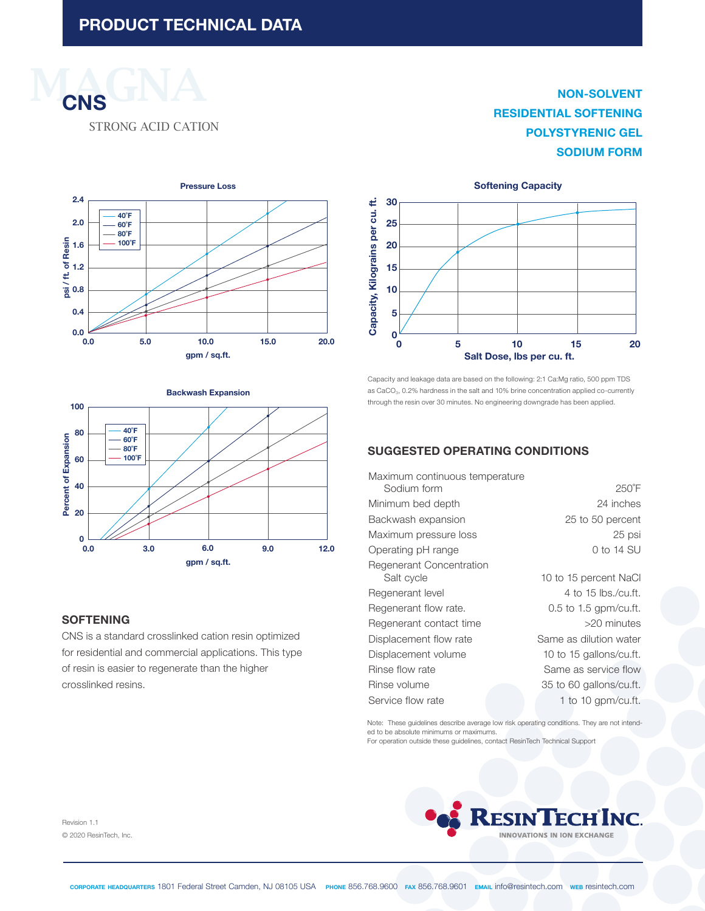PRODUCT TECHNICAL DATA

MAGNA

# CNS

STRONG ACID CATION

**NON-SOLVENT**
**RESIDENTIAL SOFTENING**
**POLYSTYRENIC GEL**
**SODIUM FORM**

**Pressure Loss**

psi / ft. of Resin

2.4
2.0
1.6
1.2
0.8
0.4
0.0

40˚F
60˚F
80˚F
100˚F

0.0
5.0
10.0
15.0
20.0

gpm / sq.ft.

**Softening Capacity**

Capacity, Kilograins per cu. ft.

30
25
20
15
10
5
0

0
5
10
15
20

Salt Dose, lbs per cu. ft.

Capacity and leakage data are based on the following: 2:1 Ca:Mg ratio, 500 ppm TDS as $CaCO_3$, 0.2% hardness in the salt and 10% brine concentration applied co-currently through the resin over 30 minutes. No engineering downgrade has been applied.

**Backwash Expansion**

Percent of Expansion

100
80
60
40
20
0

40˚F
60˚F
80˚F
100˚F

0.0
3.0
6.0
9.0
12.0

gpm / sq.ft.

## SOFTENING

CNS is a standard crosslinked cation resin optimized for residential and commercial applications. This type of resin is easier to regenerate than the higher crosslinked resins.

## SUGGESTED OPERATING CONDITIONS

| | |
|---|---|
| Maximum continuous temperature | |
| Sodium form | 250˚F |
| Minimum bed depth | 24 inches |
| Backwash expansion | 25 to 50 percent |
| Maximum pressure loss | 25 psi |
| Operating pH range | 0 to 14 SU |
| Regenerant Concentration | |
| Salt cycle | 10 to 15 percent NaCl |
| Regenerant level | 4 to 15 lbs./cu.ft. |
| Regenerant flow rate. | 0.5 to 1.5 gpm/cu.ft. |
| Regenerant contact time | >20 minutes |
| Displacement flow rate | Same as dilution water |
| Displacement volume | 10 to 15 gallons/cu.ft. |
| Rinse flow rate | Same as service flow |
| Rinse volume | 35 to 60 gallons/cu.ft. |
| Service flow rate | 1 to 10 gpm/cu.ft. |

Note: These guidelines describe average low risk operating conditions. They are not intended to be absolute minimums or maximums.
For operation outside these guidelines, contact ResinTech Technical Support

Revision 1.1
© 2020 ResinTech, Inc.

RESINTECH INC.
INNOVATIONS IN ION EXCHANGE

CORPORATE HEADQUARTERS 1801 Federal Street Camden, NJ 08105 USA PHONE 856.768.9600 FAX 856.768.9601 EMAIL info@resintech.com WEB resintech.com